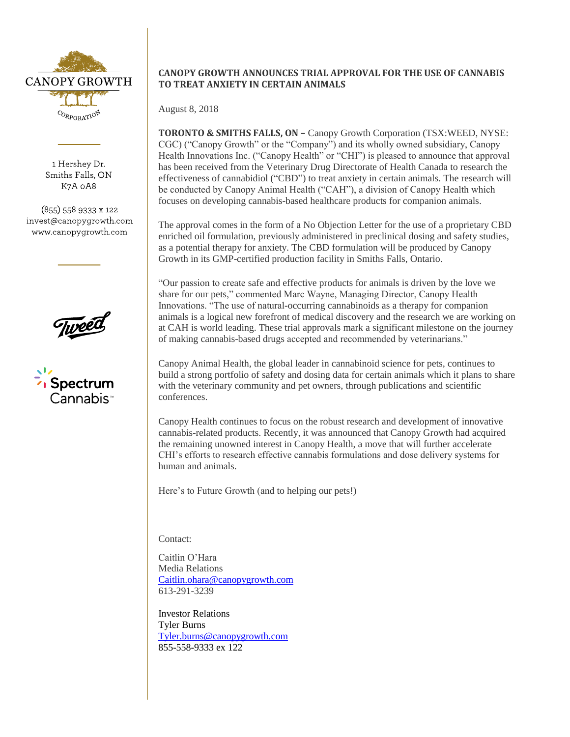CANOPY GROWTH

CORPORATION

1 Hershey Dr.
Smiths Falls, ON
K7A 0A8

(855) 558 9333 x 122
invest@canopygrowth.com
www.canopygrowth.com

Tweed

Spectrum Cannabis™

# CANOPY GROWTH ANNOUNCES TRIAL APPROVAL FOR THE USE OF CANNABIS TO TREAT ANXIETY IN CERTAIN ANIMALS

August 8, 2018

**TORONTO & SMITHS FALLS, ON –** Canopy Growth Corporation (TSX:WEED, NYSE: CGC) ("Canopy Growth" or the "Company") and its wholly owned subsidiary, Canopy Health Innovations Inc. ("Canopy Health" or "CHI") is pleased to announce that approval has been received from the Veterinary Drug Directorate of Health Canada to research the effectiveness of cannabidiol ("CBD") to treat anxiety in certain animals. The research will be conducted by Canopy Animal Health ("CAH"), a division of Canopy Health which focuses on developing cannabis-based healthcare products for companion animals.

The approval comes in the form of a No Objection Letter for the use of a proprietary CBD enriched oil formulation, previously administered in preclinical dosing and safety studies, as a potential therapy for anxiety. The CBD formulation will be produced by Canopy Growth in its GMP-certified production facility in Smiths Falls, Ontario.

"Our passion to create safe and effective products for animals is driven by the love we share for our pets," commented Marc Wayne, Managing Director, Canopy Health Innovations. "The use of natural-occurring cannabinoids as a therapy for companion animals is a logical new forefront of medical discovery and the research we are working on at CAH is world leading. These trial approvals mark a significant milestone on the journey of making cannabis-based drugs accepted and recommended by veterinarians."

Canopy Animal Health, the global leader in cannabinoid science for pets, continues to build a strong portfolio of safety and dosing data for certain animals which it plans to share with the veterinary community and pet owners, through publications and scientific conferences.

Canopy Health continues to focus on the robust research and development of innovative cannabis-related products. Recently, it was announced that Canopy Growth had acquired the remaining unowned interest in Canopy Health, a move that will further accelerate CHI's efforts to research effective cannabis formulations and dose delivery systems for human and animals.

Here's to Future Growth (and to helping our pets!)

Contact:

Caitlin O'Hara
Media Relations
Caitlin.ohara@canopygrowth.com
613-291-3239

Investor Relations
Tyler Burns
Tyler.burns@canopygrowth.com
855-558-9333 ex 122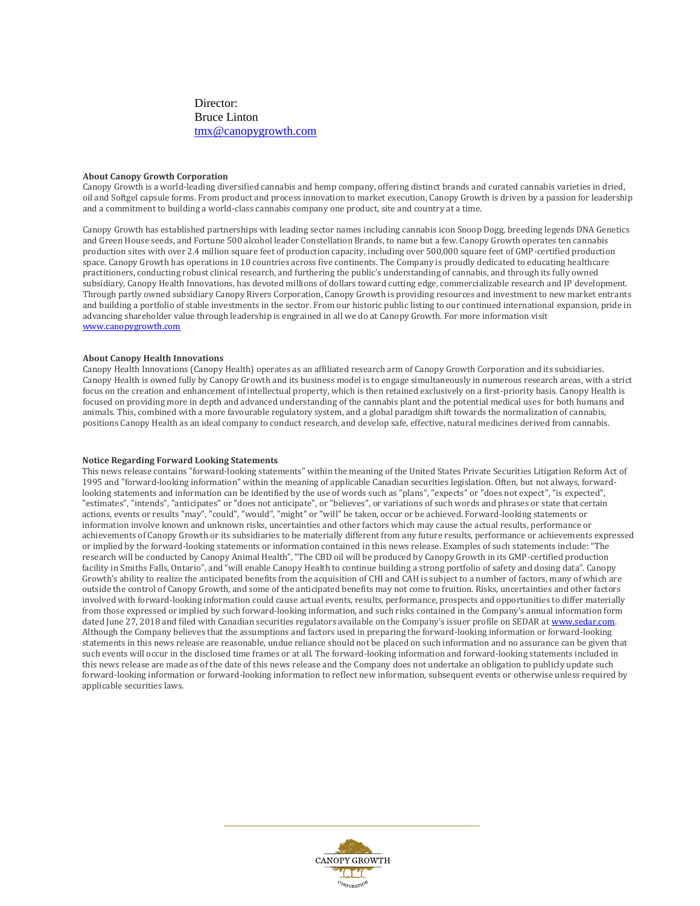Director:
Bruce Linton
tmx@canopygrowth.com

**About Canopy Growth Corporation**

Canopy Growth is a world-leading diversified cannabis and hemp company, offering distinct brands and curated cannabis varieties in dried, oil and Softgel capsule forms. From product and process innovation to market execution, Canopy Growth is driven by a passion for leadership and a commitment to building a world-class cannabis company one product, site and country at a time.

Canopy Growth has established partnerships with leading sector names including cannabis icon Snoop Dogg, breeding legends DNA Genetics and Green House seeds, and Fortune 500 alcohol leader Constellation Brands, to name but a few. Canopy Growth operates ten cannabis production sites with over 2.4 million square feet of production capacity, including over 500,000 square feet of GMP-certified production space. Canopy Growth has operations in 10 countries across five continents. The Company is proudly dedicated to educating healthcare practitioners, conducting robust clinical research, and furthering the public's understanding of cannabis, and through its fully owned subsidiary, Canopy Health Innovations, has devoted millions of dollars toward cutting edge, commercializable research and IP development. Through partly owned subsidiary Canopy Rivers Corporation, Canopy Growth is providing resources and investment to new market entrants and building a portfolio of stable investments in the sector. From our historic public listing to our continued international expansion, pride in advancing shareholder value through leadership is engrained in all we do at Canopy Growth. For more information visit www.canopygrowth.com

**About Canopy Health Innovations**

Canopy Health Innovations (Canopy Health) operates as an affiliated research arm of Canopy Growth Corporation and its subsidiaries. Canopy Health is owned fully by Canopy Growth and its business model is to engage simultaneously in numerous research areas, with a strict focus on the creation and enhancement of intellectual property, which is then retained exclusively on a first-priority basis. Canopy Health is focused on providing more in depth and advanced understanding of the cannabis plant and the potential medical uses for both humans and animals. This, combined with a more favourable regulatory system, and a global paradigm shift towards the normalization of cannabis, positions Canopy Health as an ideal company to conduct research, and develop safe, effective, natural medicines derived from cannabis.

**Notice Regarding Forward Looking Statements**

This news release contains "forward-looking statements" within the meaning of the United States Private Securities Litigation Reform Act of 1995 and "forward-looking information" within the meaning of applicable Canadian securities legislation. Often, but not always, forward-looking statements and information can be identified by the use of words such as "plans", "expects" or "does not expect", "is expected", "estimates", "intends", "anticipates" or "does not anticipate", or "believes", or variations of such words and phrases or state that certain actions, events or results "may", "could", "would", "might" or "will" be taken, occur or be achieved. Forward-looking statements or information involve known and unknown risks, uncertainties and other factors which may cause the actual results, performance or achievements of Canopy Growth or its subsidiaries to be materially different from any future results, performance or achievements expressed or implied by the forward-looking statements or information contained in this news release. Examples of such statements include: "The research will be conducted by Canopy Animal Health", "The CBD oil will be produced by Canopy Growth in its GMP-certified production facility in Smiths Falls, Ontario", and "will enable Canopy Health to continue building a strong portfolio of safety and dosing data". Canopy Growth's ability to realize the anticipated benefits from the acquisition of CHI and CAH is subject to a number of factors, many of which are outside the control of Canopy Growth, and some of the anticipated benefits may not come to fruition. Risks, uncertainties and other factors involved with forward-looking information could cause actual events, results, performance, prospects and opportunities to differ materially from those expressed or implied by such forward-looking information, and such risks contained in the Company's annual information form dated June 27, 2018 and filed with Canadian securities regulators available on the Company's issuer profile on SEDAR at www.sedar.com. Although the Company believes that the assumptions and factors used in preparing the forward-looking information or forward-looking statements in this news release are reasonable, undue reliance should not be placed on such information and no assurance can be given that such events will occur in the disclosed time frames or at all. The forward-looking information and forward-looking statements included in this news release are made as of the date of this news release and the Company does not undertake an obligation to publicly update such forward-looking information or forward-looking information to reflect new information, subsequent events or otherwise unless required by applicable securities laws.